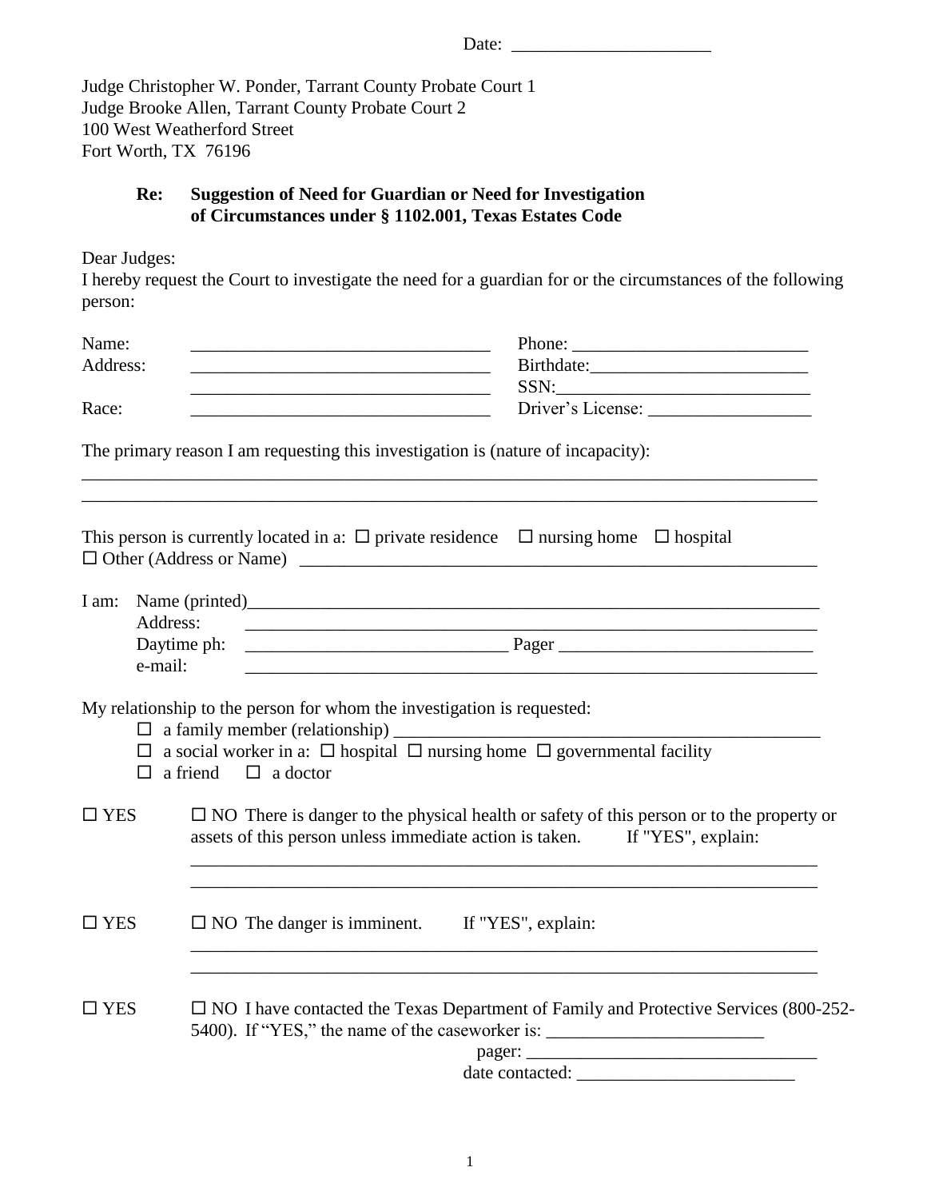Date: ______________________

Judge Christopher W. Ponder, Tarrant County Probate Court 1
Judge Brooke Allen, Tarrant County Probate Court 2
100 West Weatherford Street
Fort Worth, TX 76196

**Re: Suggestion of Need for Guardian or Need for Investigation of Circumstances under § 1102.001, Texas Estates Code**

Dear Judges:

I hereby request the Court to investigate the need for a guardian for or the circumstances of the following person:

Name: __________________________________ Phone: __________________________

Address: __________________________________ Birthdate: ________________________

__________________________________ SSN: _____________________________

Race: __________________________________ Driver's License: __________________

The primary reason I am requesting this investigation is (nature of incapacity):

_____________________________________________________________________________________

_____________________________________________________________________________________

This person is currently located in a: ☐ private residence ☐ nursing home ☐ hospital

☐ Other (Address or Name) ____________________________________________________________

I am: Name (printed)_________________________________________________________________

Address: _________________________________________________________________

Daytime ph: ______________________________ Pager ____________________________

e-mail: _________________________________________________________________

My relationship to the person for whom the investigation is requested:

☐ a family member (relationship) _______________________________________________

☐ a social worker in a: ☐ hospital ☐ nursing home ☐ governmental facility

☐ a friend ☐ a doctor

☐ YES ☐ NO There is danger to the physical health or safety of this person or to the property or assets of this person unless immediate action is taken. If "YES", explain:

_______________________________________________________________________

_______________________________________________________________________

☐ YES ☐ NO The danger is imminent. If "YES", explain:

_______________________________________________________________________

_______________________________________________________________________

☐ YES ☐ NO I have contacted the Texas Department of Family and Protective Services (800-252-5400). If "YES," the name of the caseworker is: ________________________

pager: _______________________________

date contacted: ________________________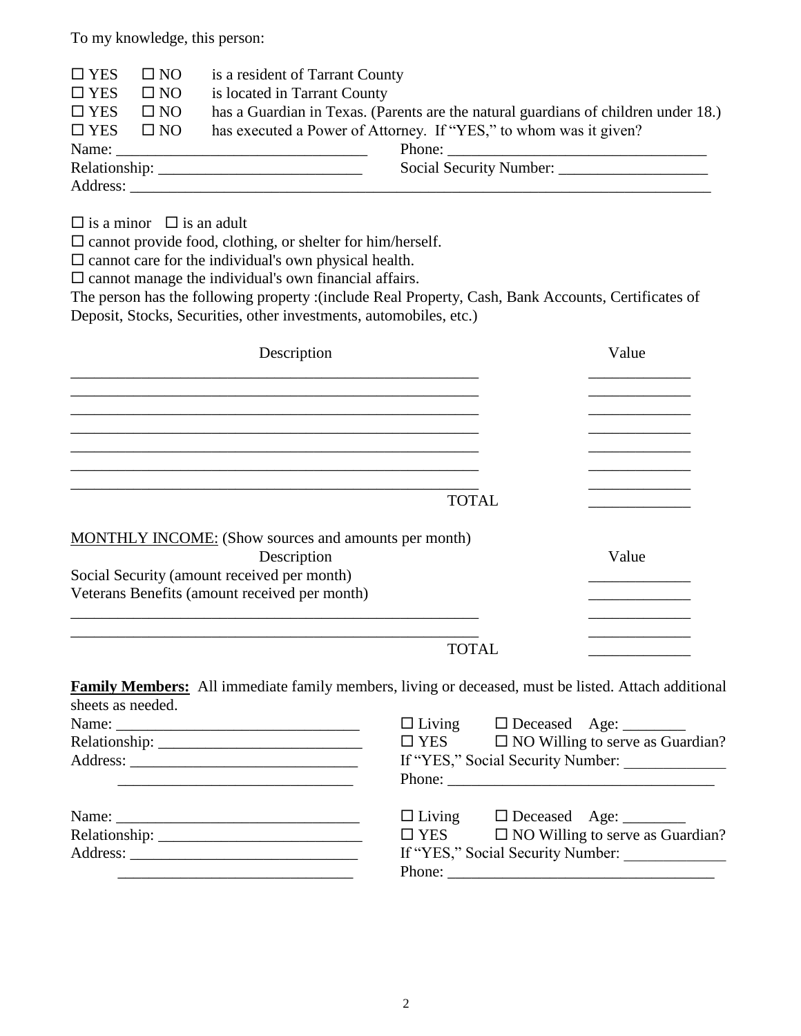To my knowledge, this person:

☐ YES ☐ NO is a resident of Tarrant County
☐ YES ☐ NO is located in Tarrant County
☐ YES ☐ NO has a Guardian in Texas. (Parents are the natural guardians of children under 18.)
☐ YES ☐ NO has executed a Power of Attorney. If "YES," to whom was it given?

Name: ______________________________ Phone: ______________________________
Relationship: __________________________ Social Security Number: ___________________
Address: ______________________________________________________________________

☐ is a minor ☐ is an adult
☐ cannot provide food, clothing, or shelter for him/herself.
☐ cannot care for the individual's own physical health.
☐ cannot manage the individual's own financial affairs.

The person has the following property :(include Real Property, Cash, Bank Accounts, Certificates of Deposit, Stocks, Securities, other investments, automobiles, etc.)

| Description | Value |
|---|---|
| ____________________________________________ | ____________ |
| ____________________________________________ | ____________ |
| ____________________________________________ | ____________ |
| ____________________________________________ | ____________ |
| ____________________________________________ | ____________ |
| ____________________________________________ | ____________ |
| ____________________________________________ | ____________ |
| TOTAL | ____________ |

MONTHLY INCOME: (Show sources and amounts per month)

| Description | Value |
|---|---|
| Social Security (amount received per month) | ____________ |
| Veterans Benefits (amount received per month) | ____________ |
| ____________________________________________ | ____________ |
| ____________________________________________ | ____________ |
| TOTAL | ____________ |

**Family Members:** All immediate family members, living or deceased, must be listed. Attach additional sheets as needed.

Name: ______________________________ ☐ Living ☐ Deceased Age: ________
Relationship: __________________________ ☐ YES ☐ NO Willing to serve as Guardian?
Address: ____________________________ If "YES," Social Security Number: _____________
______________________________ Phone: __________________________________

Name: ______________________________ ☐ Living ☐ Deceased Age: ________
Relationship: __________________________ ☐ YES ☐ NO Willing to serve as Guardian?
Address: ____________________________ If "YES," Social Security Number: _____________
______________________________ Phone: __________________________________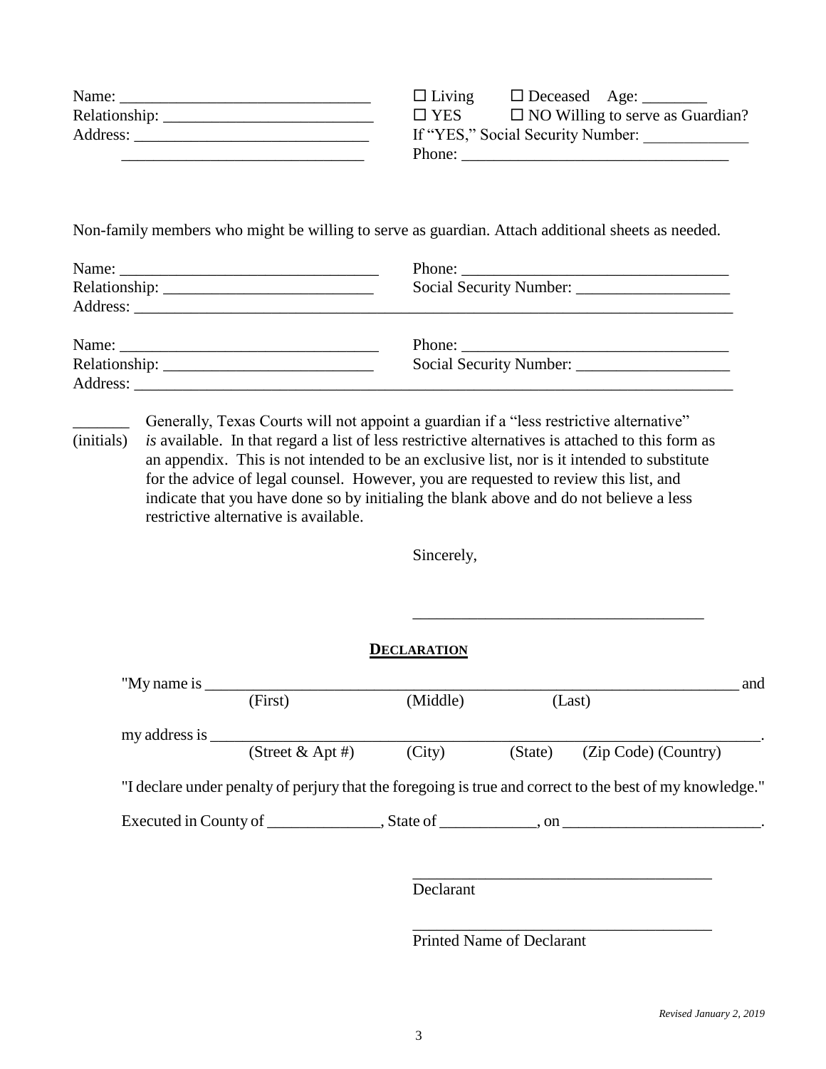Name: _______________________________ ☐ Living ☐ Deceased Age: ________
Relationship: __________________________ ☐ YES ☐ NO Willing to serve as Guardian?
Address: _____________________________ If "YES," Social Security Number: _____________
_____________________________ Phone: _________________________________

Non-family members who might be willing to serve as guardian. Attach additional sheets as needed.

Name: ________________________________ Phone: __________________________________
Relationship: __________________________ Social Security Number: ___________________
Address: ____________________________________________________________________________

Name: ________________________________ Phone: __________________________________
Relationship: __________________________ Social Security Number: ___________________
Address: ____________________________________________________________________________

_______ (initials) Generally, Texas Courts will not appoint a guardian if a "less restrictive alternative" *is* available. In that regard a list of less restrictive alternatives is attached to this form as an appendix. This is not intended to be an exclusive list, nor is it intended to substitute for the advice of legal counsel. However, you are requested to review this list, and indicate that you have done so by initialing the blank above and do not believe a less restrictive alternative is available.

Sincerely,

___________________________________

## DECLARATION

"My name is ______________________________________________________________ and
(First) (Middle) (Last)

my address is _______________________________________________________________.
(Street & Apt #) (City) (State) (Zip Code) (Country)

"I declare under penalty of perjury that the foregoing is true and correct to the best of my knowledge."

Executed in County of ______________, State of ____________, on ________________________.

______________________________________
Declarant

______________________________________
Printed Name of Declarant

*Revised January 2, 2019*